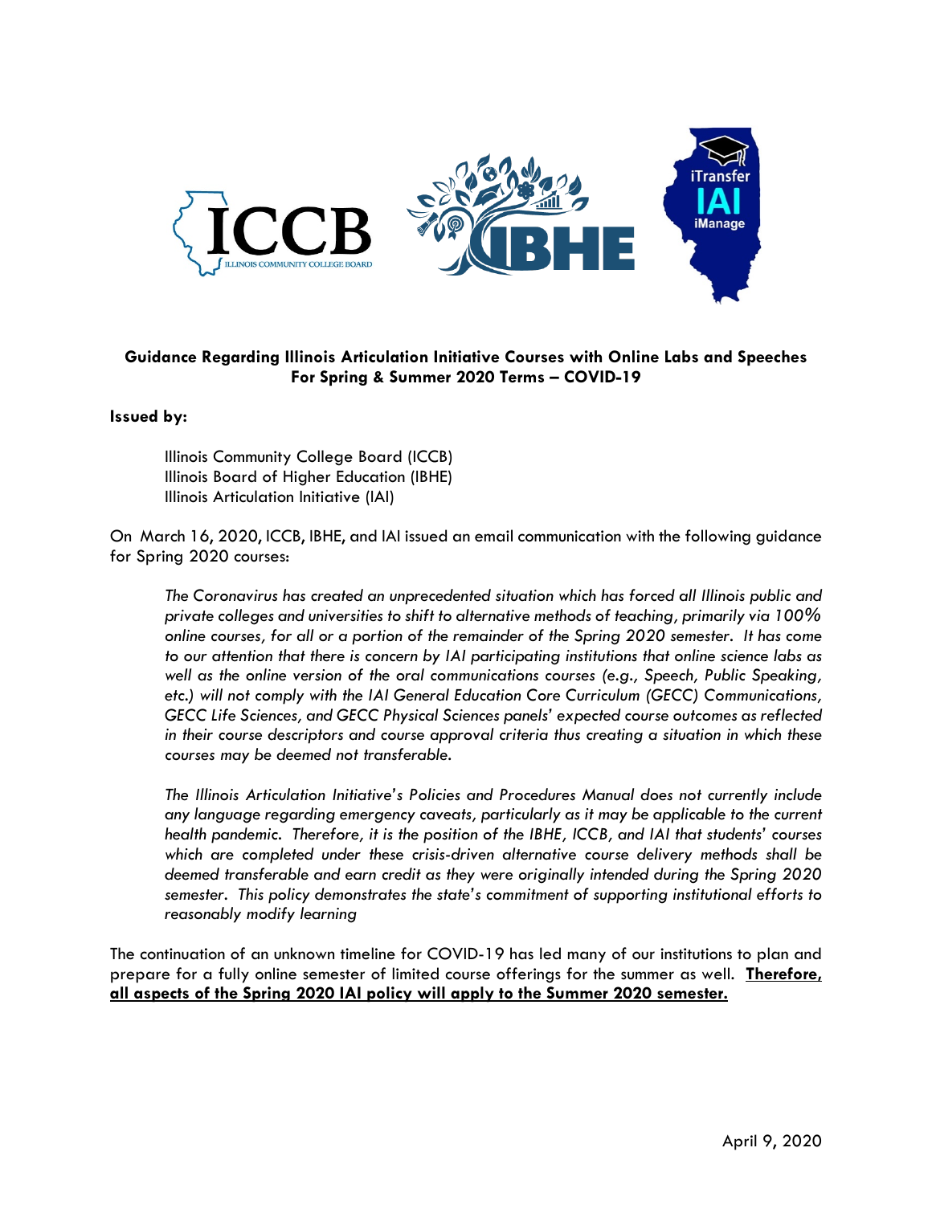**Guidance Regarding Illinois Articulation Initiative Courses with Online Labs and Speeches For Spring & Summer 2020 Terms – COVID-19**

**Issued by:**

Illinois Community College Board (ICCB)
Illinois Board of Higher Education (IBHE)
Illinois Articulation Initiative (IAI)

On March 16, 2020, ICCB, IBHE, and IAI issued an email communication with the following guidance for Spring 2020 courses:

> *The Coronavirus has created an unprecedented situation which has forced all Illinois public and private colleges and universities to shift to alternative methods of teaching, primarily via 100% online courses, for all or a portion of the remainder of the Spring 2020 semester. It has come to our attention that there is concern by IAI participating institutions that online science labs as well as the online version of the oral communications courses (e.g., Speech, Public Speaking, etc.) will not comply with the IAI General Education Core Curriculum (GECC) Communications, GECC Life Sciences, and GECC Physical Sciences panels' expected course outcomes as reflected in their course descriptors and course approval criteria thus creating a situation in which these courses may be deemed not transferable.*
>
> *The Illinois Articulation Initiative's Policies and Procedures Manual does not currently include any language regarding emergency caveats, particularly as it may be applicable to the current health pandemic. Therefore, it is the position of the IBHE, ICCB, and IAI that students' courses which are completed under these crisis-driven alternative course delivery methods shall be deemed transferable and earn credit as they were originally intended during the Spring 2020 semester. This policy demonstrates the state's commitment of supporting institutional efforts to reasonably modify learning*

The continuation of an unknown timeline for COVID-19 has led many of our institutions to plan and prepare for a fully online semester of limited course offerings for the summer as well. **Therefore, all aspects of the Spring 2020 IAI policy will apply to the Summer 2020 semester.**

April 9, 2020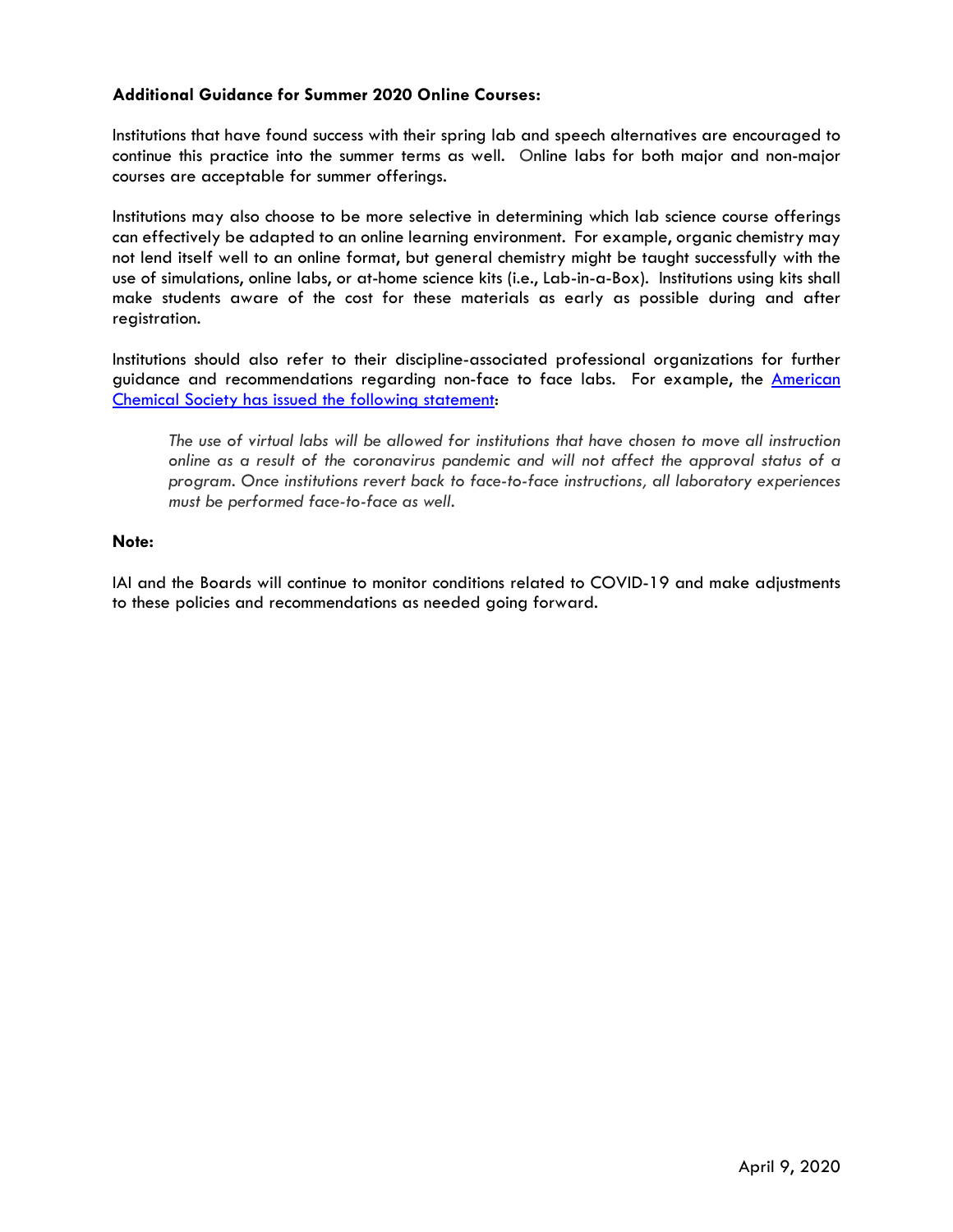**Additional Guidance for Summer 2020 Online Courses:**

Institutions that have found success with their spring lab and speech alternatives are encouraged to continue this practice into the summer terms as well. Online labs for both major and non-major courses are acceptable for summer offerings.

Institutions may also choose to be more selective in determining which lab science course offerings can effectively be adapted to an online learning environment. For example, organic chemistry may not lend itself well to an online format, but general chemistry might be taught successfully with the use of simulations, online labs, or at-home science kits (i.e., Lab-in-a-Box). Institutions using kits shall make students aware of the cost for these materials as early as possible during and after registration.

Institutions should also refer to their discipline-associated professional organizations for further guidance and recommendations regarding non-face to face labs. For example, the American Chemical Society has issued the following statement:

> *The use of virtual labs will be allowed for institutions that have chosen to move all instruction online as a result of the coronavirus pandemic and will not affect the approval status of a program. Once institutions revert back to face-to-face instructions, all laboratory experiences must be performed face-to-face as well.*

**Note:**

IAI and the Boards will continue to monitor conditions related to COVID-19 and make adjustments to these policies and recommendations as needed going forward.

April 9, 2020